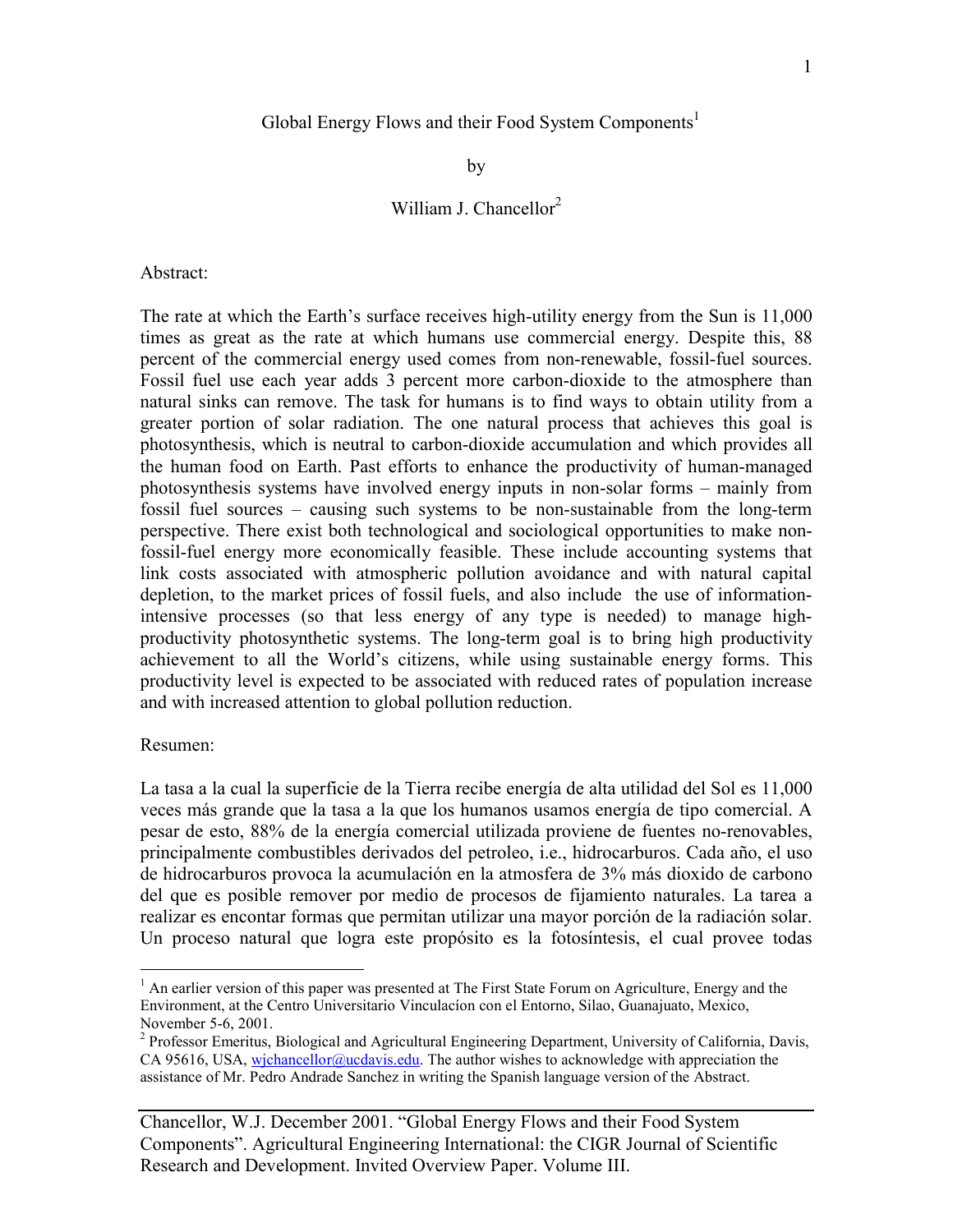# Global Energy Flows and their Food System Components[1]

by

William J. Chancellor[2]

Abstract:

The rate at which the Earth's surface receives high-utility energy from the Sun is 11,000 times as great as the rate at which humans use commercial energy. Despite this, 88 percent of the commercial energy used comes from non-renewable, fossil-fuel sources. Fossil fuel use each year adds 3 percent more carbon-dioxide to the atmosphere than natural sinks can remove. The task for humans is to find ways to obtain utility from a greater portion of solar radiation. The one natural process that achieves this goal is photosynthesis, which is neutral to carbon-dioxide accumulation and which provides all the human food on Earth. Past efforts to enhance the productivity of human-managed photosynthesis systems have involved energy inputs in non-solar forms – mainly from fossil fuel sources – causing such systems to be non-sustainable from the long-term perspective. There exist both technological and sociological opportunities to make non-fossil-fuel energy more economically feasible. These include accounting systems that link costs associated with atmospheric pollution avoidance and with natural capital depletion, to the market prices of fossil fuels, and also include the use of information-intensive processes (so that less energy of any type is needed) to manage high-productivity photosynthetic systems. The long-term goal is to bring high productivity achievement to all the World's citizens, while using sustainable energy forms. This productivity level is expected to be associated with reduced rates of population increase and with increased attention to global pollution reduction.

Resumen:

La tasa a la cual la superficie de la Tierra recibe energía de alta utilidad del Sol es 11,000 veces más grande que la tasa a la que los humanos usamos energía de tipo comercial. A pesar de esto, 88% de la energía comercial utilizada proviene de fuentes no-renovables, principalmente combustibles derivados del petroleo, i.e., hidrocarburos. Cada año, el uso de hidrocarburos provoca la acumulación en la atmosfera de 3% más dioxido de carbono del que es posible remover por medio de procesos de fijamiento naturales. La tarea a realizar es encontar formas que permitan utilizar una mayor porción de la radiación solar. Un proceso natural que logra este propósito es la fotosíntesis, el cual provee todas

[1] An earlier version of this paper was presented at The First State Forum on Agriculture, Energy and the Environment, at the Centro Universitario Vinculacíon con el Entorno, Silao, Guanajuato, Mexico, November 5-6, 2001.

[2] Professor Emeritus, Biological and Agricultural Engineering Department, University of California, Davis, CA 95616, USA, wjchancellor@ucdavis.edu. The author wishes to acknowledge with appreciation the assistance of Mr. Pedro Andrade Sanchez in writing the Spanish language version of the Abstract.

Chancellor, W.J. December 2001. "Global Energy Flows and their Food System Components". Agricultural Engineering International: the CIGR Journal of Scientific Research and Development. Invited Overview Paper. Volume III.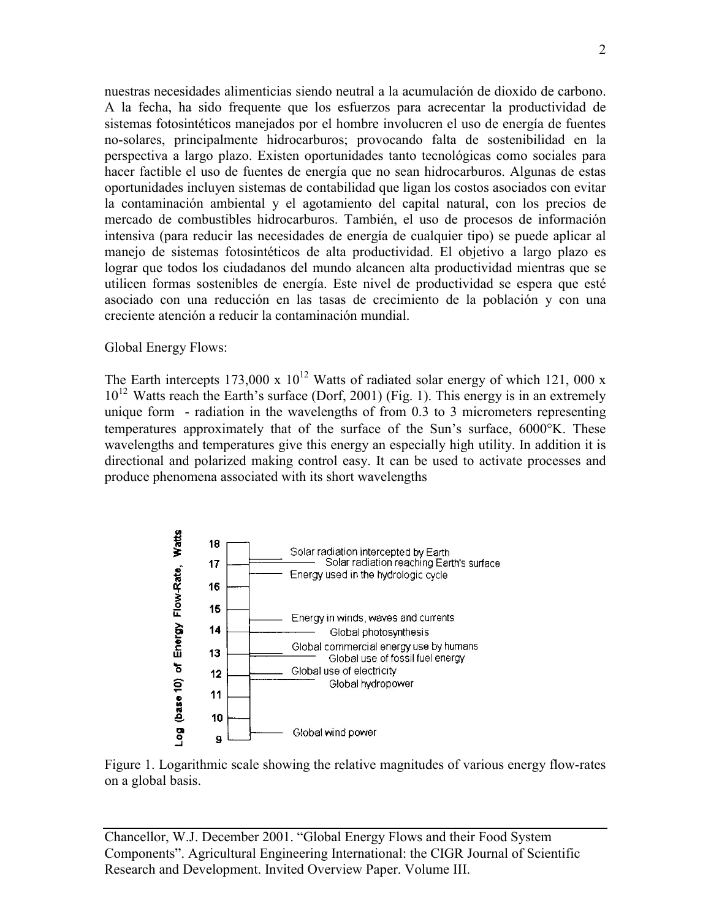nuestras necesidades alimenticias siendo neutral a la acumulación de dioxido de carbono. A la fecha, ha sido frequente que los esfuerzos para acrecentar la productividad de sistemas fotosintéticos manejados por el hombre involucren el uso de energía de fuentes no-solares, principalmente hidrocarburos; provocando falta de sostenibilidad en la perspectiva a largo plazo. Existen oportunidades tanto tecnológicas como sociales para hacer factible el uso de fuentes de energía que no sean hidrocarburos. Algunas de estas oportunidades incluyen sistemas de contabilidad que ligan los costos asociados con evitar la contaminación ambiental y el agotamiento del capital natural, con los precios de mercado de combustibles hidrocarburos. También, el uso de procesos de información intensiva (para reducir las necesidades de energía de cualquier tipo) se puede aplicar al manejo de sistemas fotosintéticos de alta productividad. El objetivo a largo plazo es lograr que todos los ciudadanos del mundo alcancen alta productividad mientras que se utilicen formas sostenibles de energía. Este nivel de productividad se espera que esté asociado con una reducción en las tasas de crecimiento de la población y con una creciente atención a reducir la contaminación mundial.

Global Energy Flows:

The Earth intercepts $173{,}000 \times 10^{12}$ Watts of radiated solar energy of which $121{,}000 \times 10^{12}$ Watts reach the Earth's surface (Dorf, 2001) (Fig. 1). This energy is in an extremely unique form - radiation in the wavelengths of from 0.3 to 3 micrometers representing temperatures approximately that of the surface of the Sun's surface, 6000°K. These wavelengths and temperatures give this energy an especially high utility. In addition it is directional and polarized making control easy. It can be used to activate processes and produce phenomena associated with its short wavelengths

| Log (base 10) of Energy Flow-Rate, Watts | Energy flow |
| --- | --- |
| 18 | |
| | Solar radiation intercepted by Earth |
| 17 | Solar radiation reaching Earth's surface |
| | Energy used in the hydrologic cycle |
| 16 | |
| 15 | |
| | Energy in winds, waves and currents |
| 14 | Global photosynthesis |
| | Global commercial energy use by humans |
| 13 | Global use of fossil fuel energy |
| 12 | Global use of electricity |
| | Global hydropower |
| 11 | |
| 10 | |
| 9 | Global wind power |

Figure 1. Logarithmic scale showing the relative magnitudes of various energy flow-rates on a global basis.

Chancellor, W.J. December 2001. "Global Energy Flows and their Food System Components". Agricultural Engineering International: the CIGR Journal of Scientific Research and Development. Invited Overview Paper. Volume III.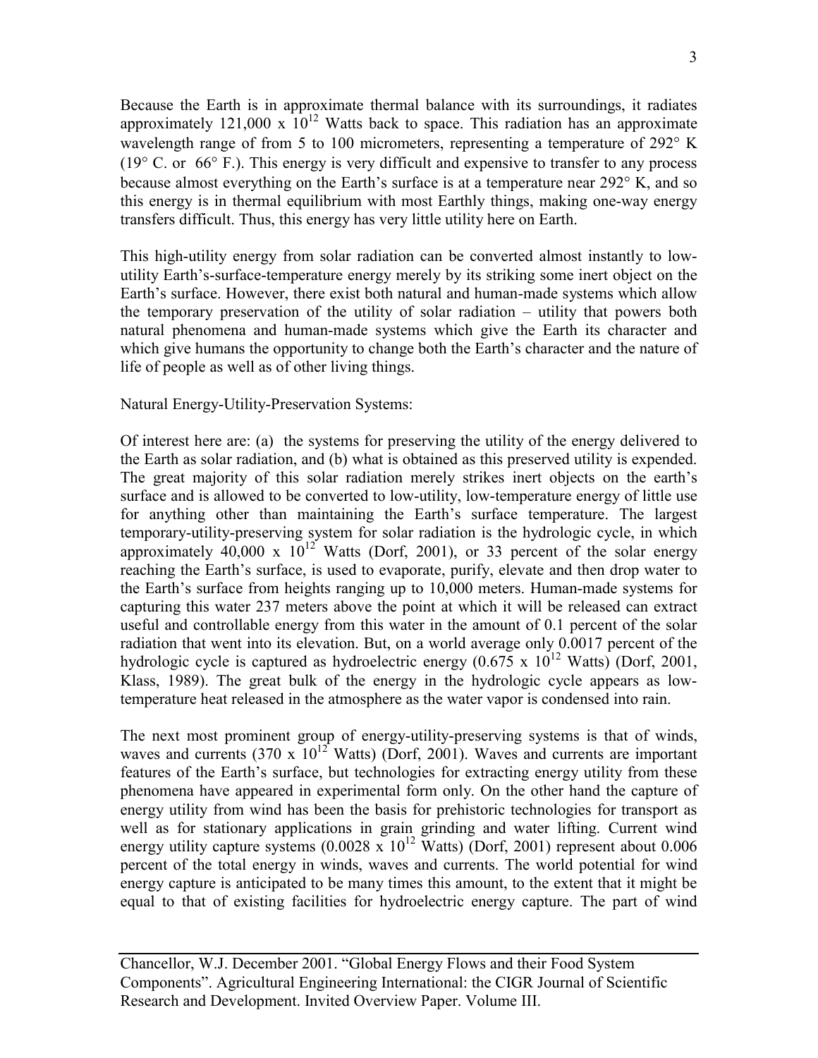Because the Earth is in approximate thermal balance with its surroundings, it radiates approximately 121,000 x $10^{12}$ Watts back to space. This radiation has an approximate wavelength range of from 5 to 100 micrometers, representing a temperature of 292° K (19° C. or 66° F.). This energy is very difficult and expensive to transfer to any process because almost everything on the Earth's surface is at a temperature near 292° K, and so this energy is in thermal equilibrium with most Earthly things, making one-way energy transfers difficult. Thus, this energy has very little utility here on Earth.

This high-utility energy from solar radiation can be converted almost instantly to low-utility Earth's-surface-temperature energy merely by its striking some inert object on the Earth's surface. However, there exist both natural and human-made systems which allow the temporary preservation of the utility of solar radiation – utility that powers both natural phenomena and human-made systems which give the Earth its character and which give humans the opportunity to change both the Earth's character and the nature of life of people as well as of other living things.

Natural Energy-Utility-Preservation Systems:

Of interest here are: (a) the systems for preserving the utility of the energy delivered to the Earth as solar radiation, and (b) what is obtained as this preserved utility is expended. The great majority of this solar radiation merely strikes inert objects on the earth's surface and is allowed to be converted to low-utility, low-temperature energy of little use for anything other than maintaining the Earth's surface temperature. The largest temporary-utility-preserving system for solar radiation is the hydrologic cycle, in which approximately 40,000 x $10^{12}$ Watts (Dorf, 2001), or 33 percent of the solar energy reaching the Earth's surface, is used to evaporate, purify, elevate and then drop water to the Earth's surface from heights ranging up to 10,000 meters. Human-made systems for capturing this water 237 meters above the point at which it will be released can extract useful and controllable energy from this water in the amount of 0.1 percent of the solar radiation that went into its elevation. But, on a world average only 0.0017 percent of the hydrologic cycle is captured as hydroelectric energy (0.675 x $10^{12}$ Watts) (Dorf, 2001, Klass, 1989). The great bulk of the energy in the hydrologic cycle appears as low-temperature heat released in the atmosphere as the water vapor is condensed into rain.

The next most prominent group of energy-utility-preserving systems is that of winds, waves and currents (370 x $10^{12}$ Watts) (Dorf, 2001). Waves and currents are important features of the Earth's surface, but technologies for extracting energy utility from these phenomena have appeared in experimental form only. On the other hand the capture of energy utility from wind has been the basis for prehistoric technologies for transport as well as for stationary applications in grain grinding and water lifting. Current wind energy utility capture systems (0.0028 x $10^{12}$ Watts) (Dorf, 2001) represent about 0.006 percent of the total energy in winds, waves and currents. The world potential for wind energy capture is anticipated to be many times this amount, to the extent that it might be equal to that of existing facilities for hydroelectric energy capture. The part of wind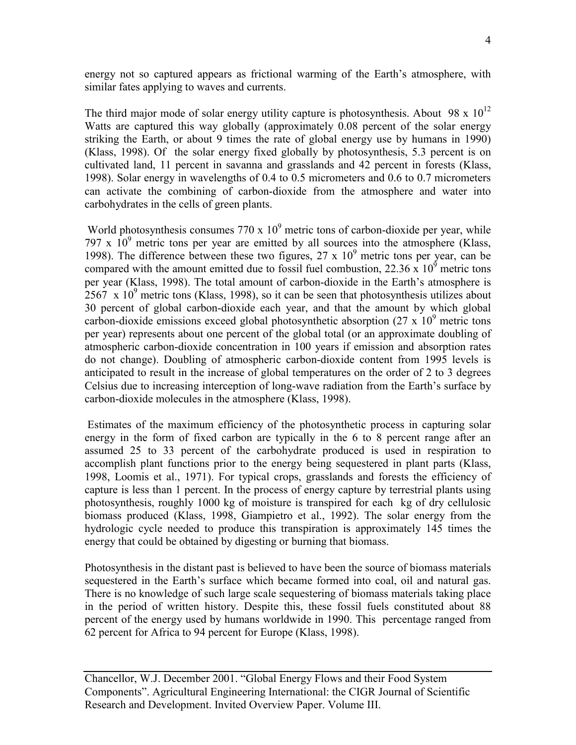energy not so captured appears as frictional warming of the Earth's atmosphere, with similar fates applying to waves and currents.

The third major mode of solar energy utility capture is photosynthesis. About $98 \times 10^{12}$ Watts are captured this way globally (approximately 0.08 percent of the solar energy striking the Earth, or about 9 times the rate of global energy use by humans in 1990) (Klass, 1998). Of the solar energy fixed globally by photosynthesis, 5.3 percent is on cultivated land, 11 percent in savanna and grasslands and 42 percent in forests (Klass, 1998). Solar energy in wavelengths of 0.4 to 0.5 micrometers and 0.6 to 0.7 micrometers can activate the combining of carbon-dioxide from the atmosphere and water into carbohydrates in the cells of green plants.

World photosynthesis consumes $770 \times 10^9$ metric tons of carbon-dioxide per year, while $797 \times 10^9$ metric tons per year are emitted by all sources into the atmosphere (Klass, 1998). The difference between these two figures, $27 \times 10^9$ metric tons per year, can be compared with the amount emitted due to fossil fuel combustion, $22.36 \times 10^9$ metric tons per year (Klass, 1998). The total amount of carbon-dioxide in the Earth's atmosphere is $2567 \times 10^9$ metric tons (Klass, 1998), so it can be seen that photosynthesis utilizes about 30 percent of global carbon-dioxide each year, and that the amount by which global carbon-dioxide emissions exceed global photosynthetic absorption ($27 \times 10^9$ metric tons per year) represents about one percent of the global total (or an approximate doubling of atmospheric carbon-dioxide concentration in 100 years if emission and absorption rates do not change). Doubling of atmospheric carbon-dioxide content from 1995 levels is anticipated to result in the increase of global temperatures on the order of 2 to 3 degrees Celsius due to increasing interception of long-wave radiation from the Earth's surface by carbon-dioxide molecules in the atmosphere (Klass, 1998).

Estimates of the maximum efficiency of the photosynthetic process in capturing solar energy in the form of fixed carbon are typically in the 6 to 8 percent range after an assumed 25 to 33 percent of the carbohydrate produced is used in respiration to accomplish plant functions prior to the energy being sequestered in plant parts (Klass, 1998, Loomis et al., 1971). For typical crops, grasslands and forests the efficiency of capture is less than 1 percent. In the process of energy capture by terrestrial plants using photosynthesis, roughly 1000 kg of moisture is transpired for each kg of dry cellulosic biomass produced (Klass, 1998, Giampietro et al., 1992). The solar energy from the hydrologic cycle needed to produce this transpiration is approximately 145 times the energy that could be obtained by digesting or burning that biomass.

Photosynthesis in the distant past is believed to have been the source of biomass materials sequestered in the Earth's surface which became formed into coal, oil and natural gas. There is no knowledge of such large scale sequestering of biomass materials taking place in the period of written history. Despite this, these fossil fuels constituted about 88 percent of the energy used by humans worldwide in 1990. This percentage ranged from 62 percent for Africa to 94 percent for Europe (Klass, 1998).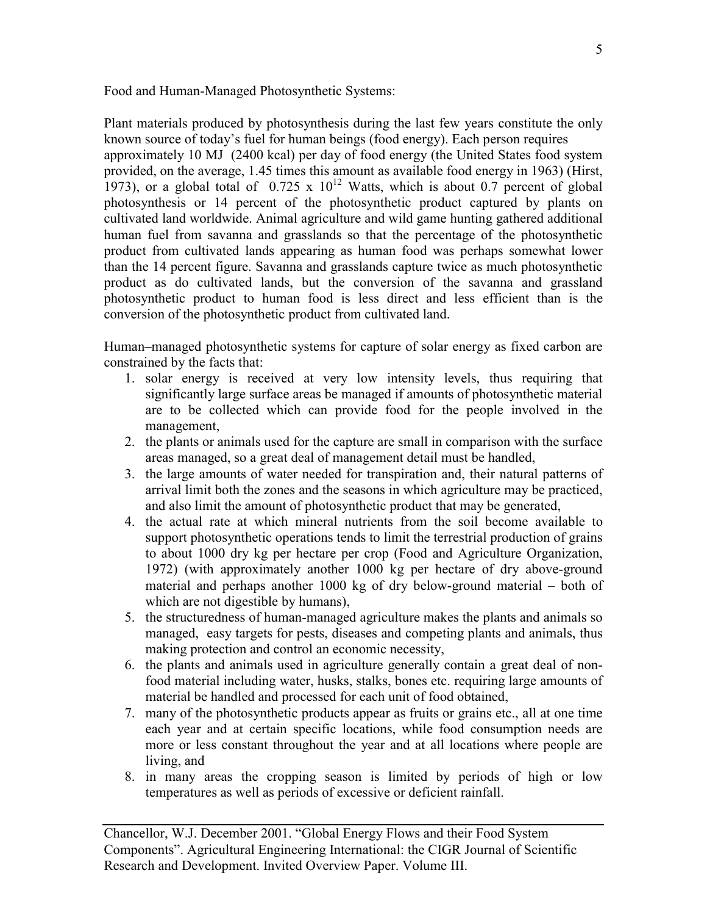Food and Human-Managed Photosynthetic Systems:

Plant materials produced by photosynthesis during the last few years constitute the only known source of today's fuel for human beings (food energy). Each person requires approximately 10 MJ (2400 kcal) per day of food energy (the United States food system provided, on the average, 1.45 times this amount as available food energy in 1963) (Hirst, 1973), or a global total of $0.725 \times 10^{12}$ Watts, which is about 0.7 percent of global photosynthesis or 14 percent of the photosynthetic product captured by plants on cultivated land worldwide. Animal agriculture and wild game hunting gathered additional human fuel from savanna and grasslands so that the percentage of the photosynthetic product from cultivated lands appearing as human food was perhaps somewhat lower than the 14 percent figure. Savanna and grasslands capture twice as much photosynthetic product as do cultivated lands, but the conversion of the savanna and grassland photosynthetic product to human food is less direct and less efficient than is the conversion of the photosynthetic product from cultivated land.

Human–managed photosynthetic systems for capture of solar energy as fixed carbon are constrained by the facts that:

1. solar energy is received at very low intensity levels, thus requiring that significantly large surface areas be managed if amounts of photosynthetic material are to be collected which can provide food for the people involved in the management,
2. the plants or animals used for the capture are small in comparison with the surface areas managed, so a great deal of management detail must be handled,
3. the large amounts of water needed for transpiration and, their natural patterns of arrival limit both the zones and the seasons in which agriculture may be practiced, and also limit the amount of photosynthetic product that may be generated,
4. the actual rate at which mineral nutrients from the soil become available to support photosynthetic operations tends to limit the terrestrial production of grains to about 1000 dry kg per hectare per crop (Food and Agriculture Organization, 1972) (with approximately another 1000 kg per hectare of dry above-ground material and perhaps another 1000 kg of dry below-ground material – both of which are not digestible by humans),
5. the structuredness of human-managed agriculture makes the plants and animals so managed, easy targets for pests, diseases and competing plants and animals, thus making protection and control an economic necessity,
6. the plants and animals used in agriculture generally contain a great deal of non-food material including water, husks, stalks, bones etc. requiring large amounts of material be handled and processed for each unit of food obtained,
7. many of the photosynthetic products appear as fruits or grains etc., all at one time each year and at certain specific locations, while food consumption needs are more or less constant throughout the year and at all locations where people are living, and
8. in many areas the cropping season is limited by periods of high or low temperatures as well as periods of excessive or deficient rainfall.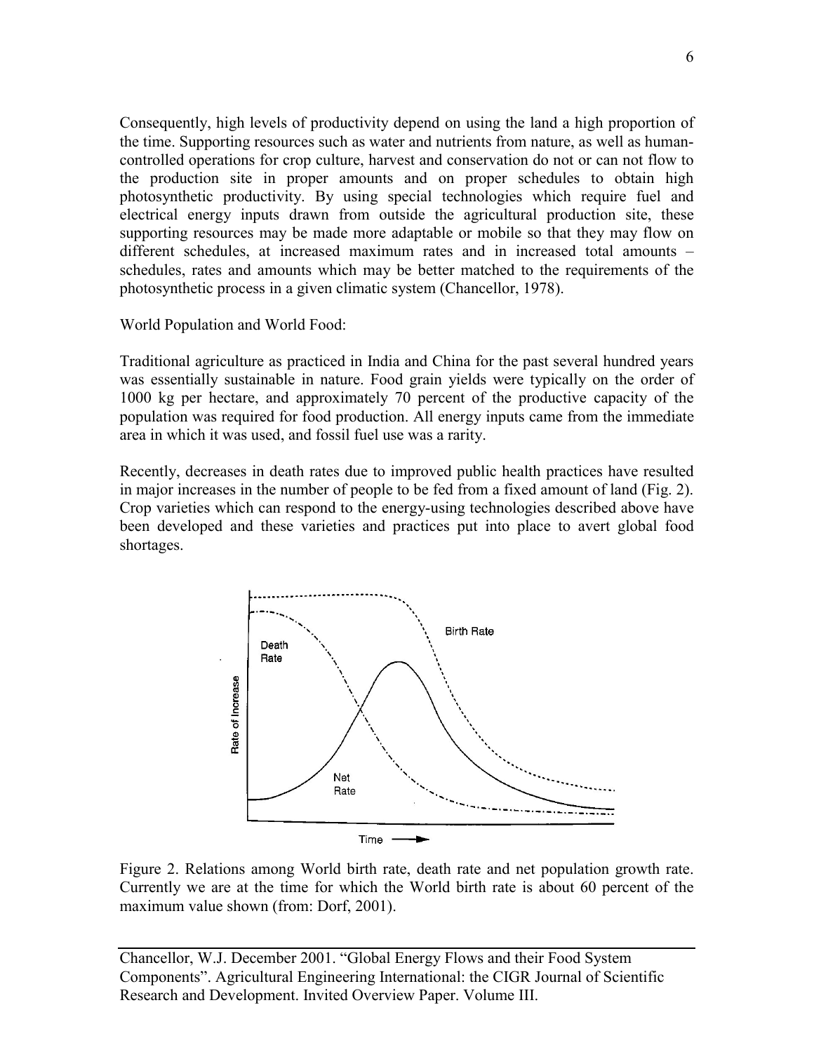Consequently, high levels of productivity depend on using the land a high proportion of the time. Supporting resources such as water and nutrients from nature, as well as human-controlled operations for crop culture, harvest and conservation do not or can not flow to the production site in proper amounts and on proper schedules to obtain high photosynthetic productivity. By using special technologies which require fuel and electrical energy inputs drawn from outside the agricultural production site, these supporting resources may be made more adaptable or mobile so that they may flow on different schedules, at increased maximum rates and in increased total amounts – schedules, rates and amounts which may be better matched to the requirements of the photosynthetic process in a given climatic system (Chancellor, 1978).

World Population and World Food:

Traditional agriculture as practiced in India and China for the past several hundred years was essentially sustainable in nature. Food grain yields were typically on the order of 1000 kg per hectare, and approximately 70 percent of the productive capacity of the population was required for food production. All energy inputs came from the immediate area in which it was used, and fossil fuel use was a rarity.

Recently, decreases in death rates due to improved public health practices have resulted in major increases in the number of people to be fed from a fixed amount of land (Fig. 2). Crop varieties which can respond to the energy-using technologies described above have been developed and these varieties and practices put into place to avert global food shortages.

Figure 2. Relations among World birth rate, death rate and net population growth rate. Currently we are at the time for which the World birth rate is about 60 percent of the maximum value shown (from: Dorf, 2001).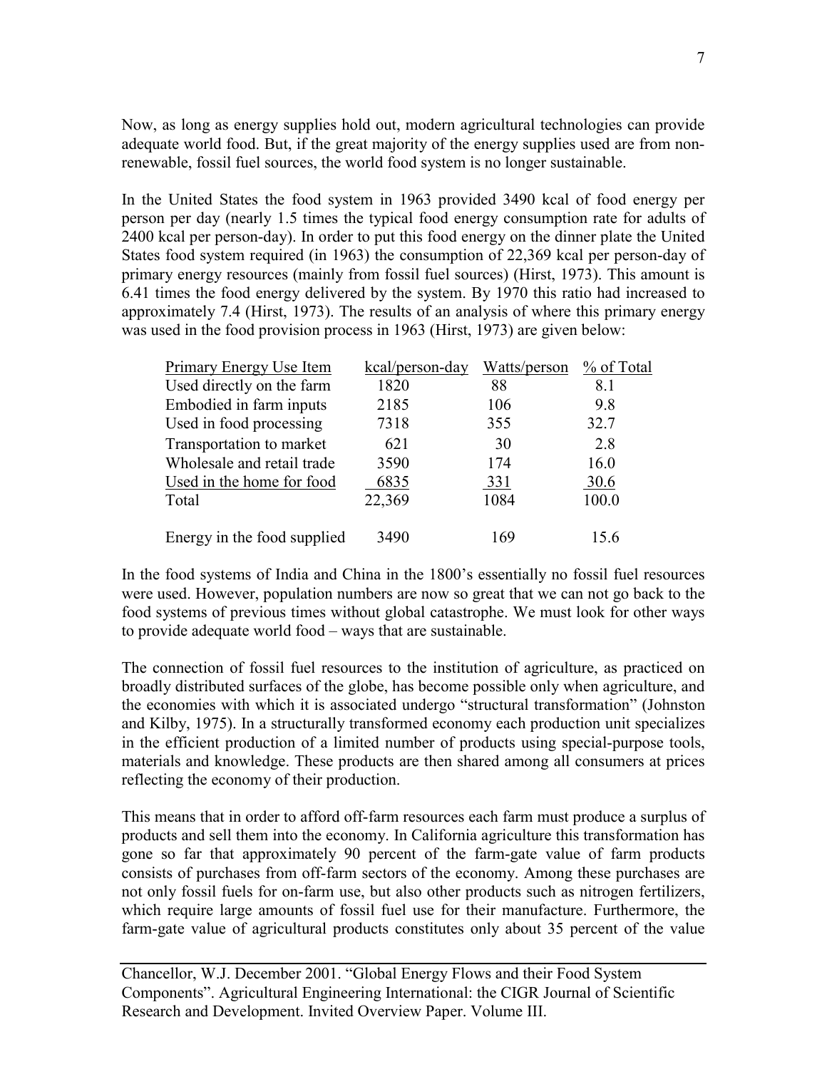Now, as long as energy supplies hold out, modern agricultural technologies can provide adequate world food. But, if the great majority of the energy supplies used are from non-renewable, fossil fuel sources, the world food system is no longer sustainable.

In the United States the food system in 1963 provided 3490 kcal of food energy per person per day (nearly 1.5 times the typical food energy consumption rate for adults of 2400 kcal per person-day). In order to put this food energy on the dinner plate the United States food system required (in 1963) the consumption of 22,369 kcal per person-day of primary energy resources (mainly from fossil fuel sources) (Hirst, 1973). This amount is 6.41 times the food energy delivered by the system. By 1970 this ratio had increased to approximately 7.4 (Hirst, 1973). The results of an analysis of where this primary energy was used in the food provision process in 1963 (Hirst, 1973) are given below:

| Primary Energy Use Item | kcal/person-day | Watts/person | % of Total |
|---|---|---|---|
| Used directly on the farm | 1820 | 88 | 8.1 |
| Embodied in farm inputs | 2185 | 106 | 9.8 |
| Used in food processing | 7318 | 355 | 32.7 |
| Transportation to market | 621 | 30 | 2.8 |
| Wholesale and retail trade | 3590 | 174 | 16.0 |
| Used in the home for food | 6835 | 331 | 30.6 |
| Total | 22,369 | 1084 | 100.0 |
| | | | |
| Energy in the food supplied | 3490 | 169 | 15.6 |

In the food systems of India and China in the 1800's essentially no fossil fuel resources were used. However, population numbers are now so great that we can not go back to the food systems of previous times without global catastrophe. We must look for other ways to provide adequate world food – ways that are sustainable.

The connection of fossil fuel resources to the institution of agriculture, as practiced on broadly distributed surfaces of the globe, has become possible only when agriculture, and the economies with which it is associated undergo "structural transformation" (Johnston and Kilby, 1975). In a structurally transformed economy each production unit specializes in the efficient production of a limited number of products using special-purpose tools, materials and knowledge. These products are then shared among all consumers at prices reflecting the economy of their production.

This means that in order to afford off-farm resources each farm must produce a surplus of products and sell them into the economy. In California agriculture this transformation has gone so far that approximately 90 percent of the farm-gate value of farm products consists of purchases from off-farm sectors of the economy. Among these purchases are not only fossil fuels for on-farm use, but also other products such as nitrogen fertilizers, which require large amounts of fossil fuel use for their manufacture. Furthermore, the farm-gate value of agricultural products constitutes only about 35 percent of the value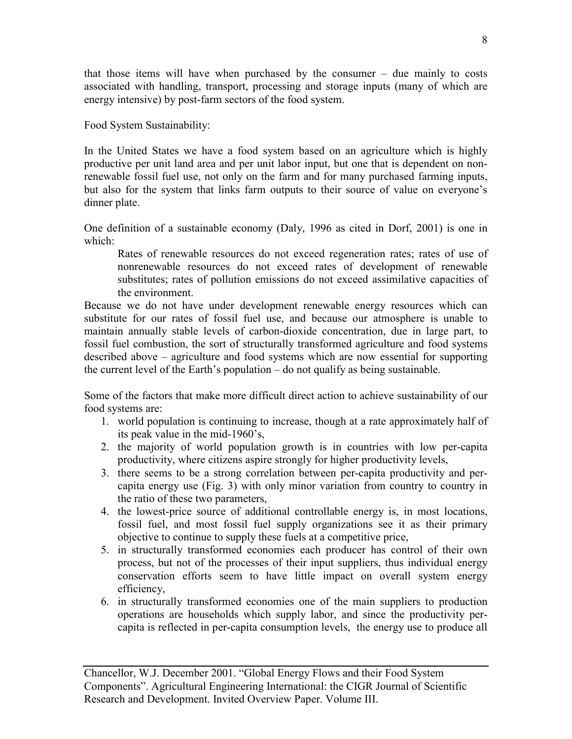that those items will have when purchased by the consumer – due mainly to costs associated with handling, transport, processing and storage inputs (many of which are energy intensive) by post-farm sectors of the food system.

Food System Sustainability:

In the United States we have a food system based on an agriculture which is highly productive per unit land area and per unit labor input, but one that is dependent on non-renewable fossil fuel use, not only on the farm and for many purchased farming inputs, but also for the system that links farm outputs to their source of value on everyone's dinner plate.

One definition of a sustainable economy (Daly, 1996 as cited in Dorf, 2001) is one in which:

> Rates of renewable resources do not exceed regeneration rates; rates of use of nonrenewable resources do not exceed rates of development of renewable substitutes; rates of pollution emissions do not exceed assimilative capacities of the environment.

Because we do not have under development renewable energy resources which can substitute for our rates of fossil fuel use, and because our atmosphere is unable to maintain annually stable levels of carbon-dioxide concentration, due in large part, to fossil fuel combustion, the sort of structurally transformed agriculture and food systems described above – agriculture and food systems which are now essential for supporting the current level of the Earth's population – do not qualify as being sustainable.

Some of the factors that make more difficult direct action to achieve sustainability of our food systems are:

1. world population is continuing to increase, though at a rate approximately half of its peak value in the mid-1960's,
2. the majority of world population growth is in countries with low per-capita productivity, where citizens aspire strongly for higher productivity levels,
3. there seems to be a strong correlation between per-capita productivity and per-capita energy use (Fig. 3) with only minor variation from country to country in the ratio of these two parameters,
4. the lowest-price source of additional controllable energy is, in most locations, fossil fuel, and most fossil fuel supply organizations see it as their primary objective to continue to supply these fuels at a competitive price,
5. in structurally transformed economies each producer has control of their own process, but not of the processes of their input suppliers, thus individual energy conservation efforts seem to have little impact on overall system energy efficiency,
6. in structurally transformed economies one of the main suppliers to production operations are households which supply labor, and since the productivity per-capita is reflected in per-capita consumption levels, the energy use to produce all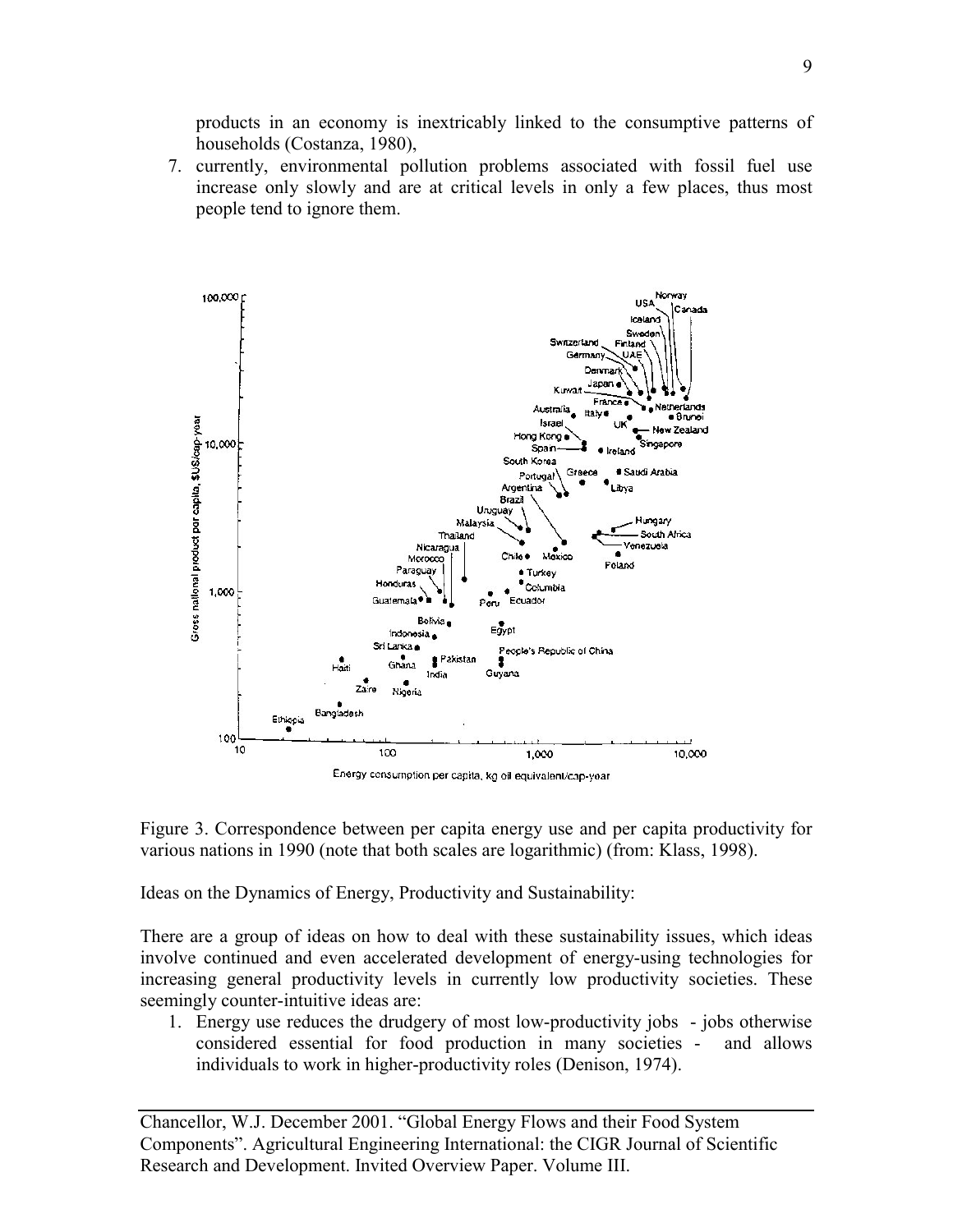products in an economy is inextricably linked to the consumptive patterns of households (Costanza, 1980),

7. currently, environmental pollution problems associated with fossil fuel use increase only slowly and are at critical levels in only a few places, thus most people tend to ignore them.

Figure 3. Correspondence between per capita energy use and per capita productivity for various nations in 1990 (note that both scales are logarithmic) (from: Klass, 1998).

Ideas on the Dynamics of Energy, Productivity and Sustainability:

There are a group of ideas on how to deal with these sustainability issues, which ideas involve continued and even accelerated development of energy-using technologies for increasing general productivity levels in currently low productivity societies. These seemingly counter-intuitive ideas are:

1. Energy use reduces the drudgery of most low-productivity jobs - jobs otherwise considered essential for food production in many societies - and allows individuals to work in higher-productivity roles (Denison, 1974).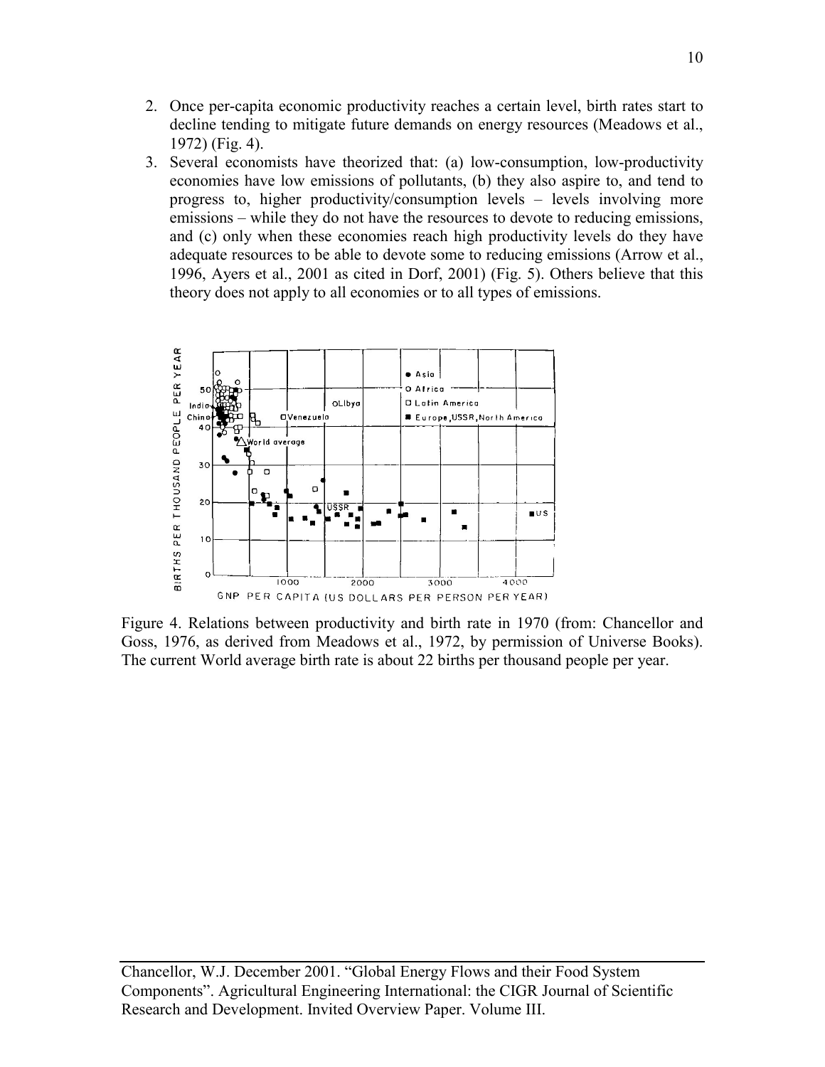2. Once per-capita economic productivity reaches a certain level, birth rates start to decline tending to mitigate future demands on energy resources (Meadows et al., 1972) (Fig. 4).
3. Several economists have theorized that: (a) low-consumption, low-productivity economies have low emissions of pollutants, (b) they also aspire to, and tend to progress to, higher productivity/consumption levels – levels involving more emissions – while they do not have the resources to devote to reducing emissions, and (c) only when these economies reach high productivity levels do they have adequate resources to be able to devote some to reducing emissions (Arrow et al., 1996, Ayers et al., 2001 as cited in Dorf, 2001) (Fig. 5). Others believe that this theory does not apply to all economies or to all types of emissions.

Figure 4. Relations between productivity and birth rate in 1970 (from: Chancellor and Goss, 1976, as derived from Meadows et al., 1972, by permission of Universe Books). The current World average birth rate is about 22 births per thousand people per year.

Chancellor, W.J. December 2001. "Global Energy Flows and their Food System Components". Agricultural Engineering International: the CIGR Journal of Scientific Research and Development. Invited Overview Paper. Volume III.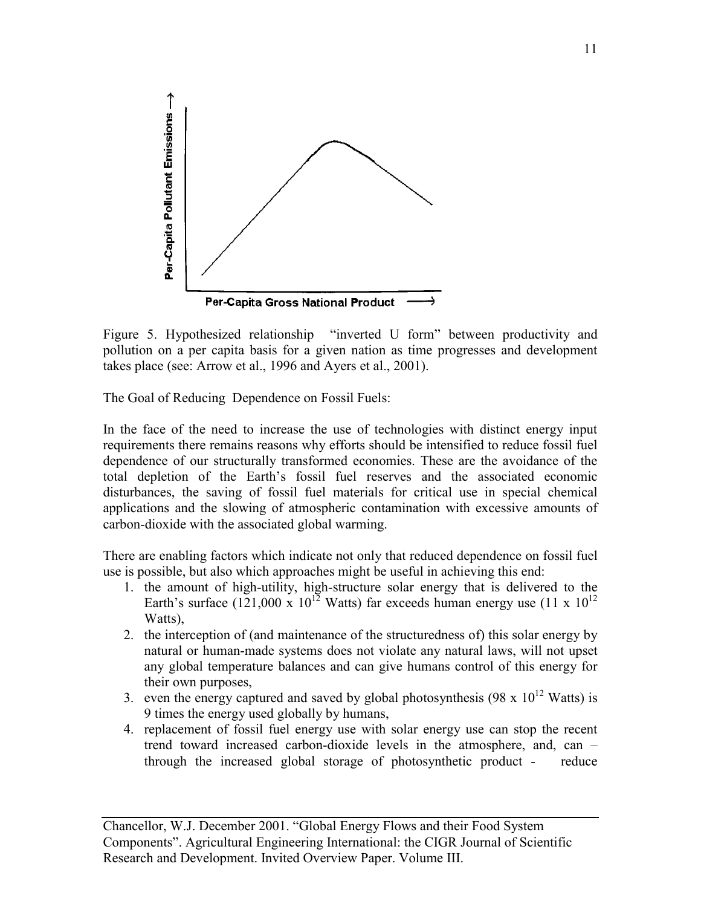Figure 5. Hypothesized relationship "inverted U form" between productivity and pollution on a per capita basis for a given nation as time progresses and development takes place (see: Arrow et al., 1996 and Ayers et al., 2001).

The Goal of Reducing Dependence on Fossil Fuels:

In the face of the need to increase the use of technologies with distinct energy input requirements there remains reasons why efforts should be intensified to reduce fossil fuel dependence of our structurally transformed economies. These are the avoidance of the total depletion of the Earth's fossil fuel reserves and the associated economic disturbances, the saving of fossil fuel materials for critical use in special chemical applications and the slowing of atmospheric contamination with excessive amounts of carbon-dioxide with the associated global warming.

There are enabling factors which indicate not only that reduced dependence on fossil fuel use is possible, but also which approaches might be useful in achieving this end:

1. the amount of high-utility, high-structure solar energy that is delivered to the Earth's surface ($121,000 \times 10^{12}$ Watts) far exceeds human energy use ($11 \times 10^{12}$ Watts),
2. the interception of (and maintenance of the structuredness of) this solar energy by natural or human-made systems does not violate any natural laws, will not upset any global temperature balances and can give humans control of this energy for their own purposes,
3. even the energy captured and saved by global photosynthesis ($98 \times 10^{12}$ Watts) is 9 times the energy used globally by humans,
4. replacement of fossil fuel energy use with solar energy use can stop the recent trend toward increased carbon-dioxide levels in the atmosphere, and, can – through the increased global storage of photosynthetic product - reduce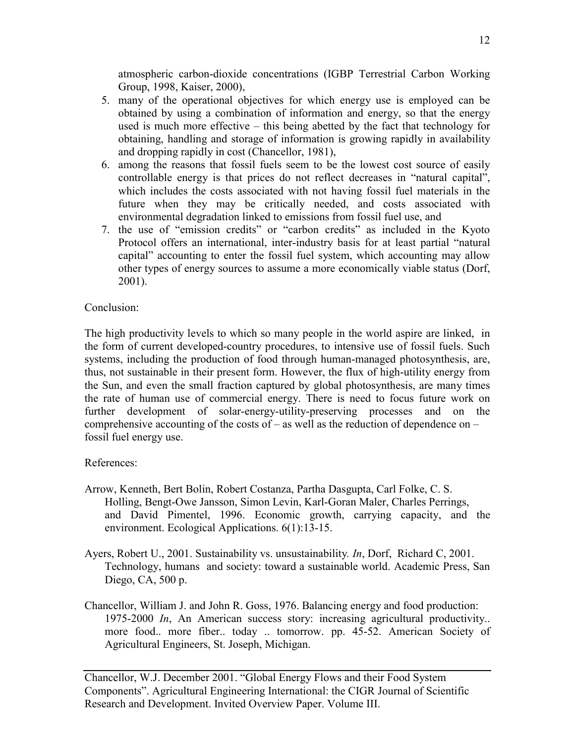atmospheric carbon-dioxide concentrations (IGBP Terrestrial Carbon Working Group, 1998, Kaiser, 2000),

5. many of the operational objectives for which energy use is employed can be obtained by using a combination of information and energy, so that the energy used is much more effective – this being abetted by the fact that technology for obtaining, handling and storage of information is growing rapidly in availability and dropping rapidly in cost (Chancellor, 1981),
6. among the reasons that fossil fuels seem to be the lowest cost source of easily controllable energy is that prices do not reflect decreases in "natural capital", which includes the costs associated with not having fossil fuel materials in the future when they may be critically needed, and costs associated with environmental degradation linked to emissions from fossil fuel use, and
7. the use of "emission credits" or "carbon credits" as included in the Kyoto Protocol offers an international, inter-industry basis for at least partial "natural capital" accounting to enter the fossil fuel system, which accounting may allow other types of energy sources to assume a more economically viable status (Dorf, 2001).

Conclusion:

The high productivity levels to which so many people in the world aspire are linked, in the form of current developed-country procedures, to intensive use of fossil fuels. Such systems, including the production of food through human-managed photosynthesis, are, thus, not sustainable in their present form. However, the flux of high-utility energy from the Sun, and even the small fraction captured by global photosynthesis, are many times the rate of human use of commercial energy. There is need to focus future work on further development of solar-energy-utility-preserving processes and on the comprehensive accounting of the costs of – as well as the reduction of dependence on – fossil fuel energy use.

References:

Arrow, Kenneth, Bert Bolin, Robert Costanza, Partha Dasgupta, Carl Folke, C. S. Holling, Bengt-Owe Jansson, Simon Levin, Karl-Goran Maler, Charles Perrings, and David Pimentel, 1996. Economic growth, carrying capacity, and the environment. Ecological Applications. 6(1):13-15.

Ayers, Robert U., 2001. Sustainability vs. unsustainability. *In*, Dorf, Richard C, 2001. Technology, humans and society: toward a sustainable world. Academic Press, San Diego, CA, 500 p.

Chancellor, William J. and John R. Goss, 1976. Balancing energy and food production: 1975-2000 *In*, An American success story: increasing agricultural productivity.. more food.. more fiber.. today .. tomorrow. pp. 45-52. American Society of Agricultural Engineers, St. Joseph, Michigan.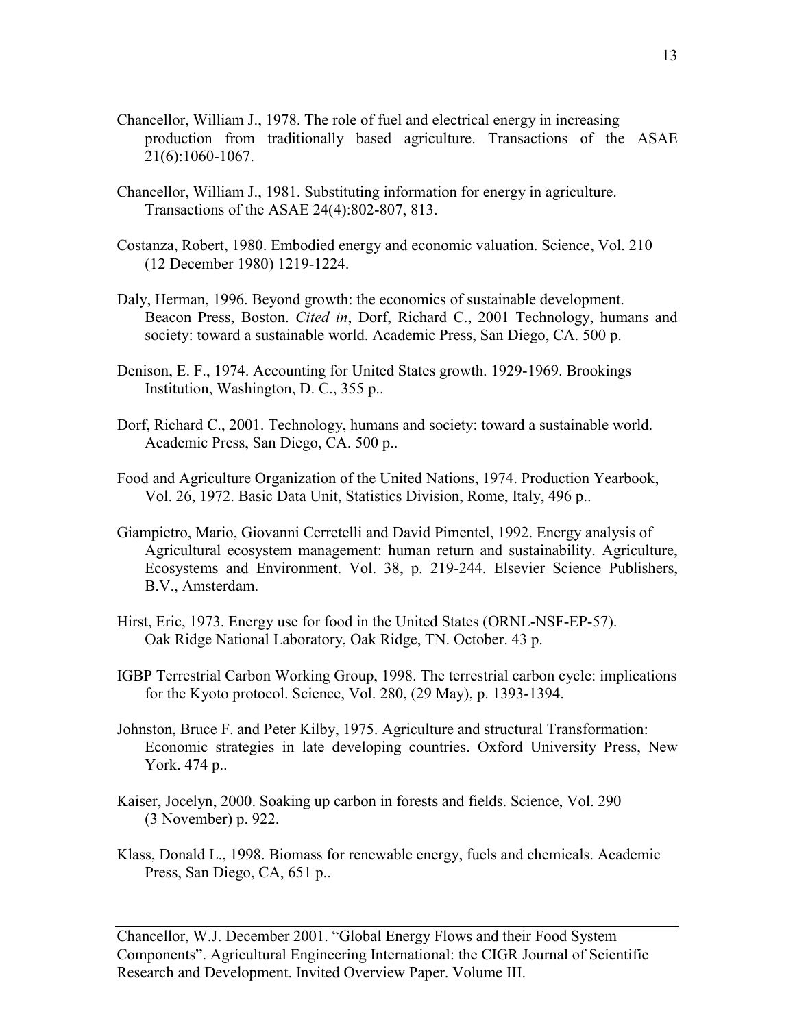Chancellor, William J., 1978. The role of fuel and electrical energy in increasing production from traditionally based agriculture. Transactions of the ASAE 21(6):1060-1067.

Chancellor, William J., 1981. Substituting information for energy in agriculture. Transactions of the ASAE 24(4):802-807, 813.

Costanza, Robert, 1980. Embodied energy and economic valuation. Science, Vol. 210 (12 December 1980) 1219-1224.

Daly, Herman, 1996. Beyond growth: the economics of sustainable development. Beacon Press, Boston. *Cited in*, Dorf, Richard C., 2001 Technology, humans and society: toward a sustainable world. Academic Press, San Diego, CA. 500 p.

Denison, E. F., 1974. Accounting for United States growth. 1929-1969. Brookings Institution, Washington, D. C., 355 p..

Dorf, Richard C., 2001. Technology, humans and society: toward a sustainable world. Academic Press, San Diego, CA. 500 p..

Food and Agriculture Organization of the United Nations, 1974. Production Yearbook, Vol. 26, 1972. Basic Data Unit, Statistics Division, Rome, Italy, 496 p..

Giampietro, Mario, Giovanni Cerretelli and David Pimentel, 1992. Energy analysis of Agricultural ecosystem management: human return and sustainability. Agriculture, Ecosystems and Environment. Vol. 38, p. 219-244. Elsevier Science Publishers, B.V., Amsterdam.

Hirst, Eric, 1973. Energy use for food in the United States (ORNL-NSF-EP-57). Oak Ridge National Laboratory, Oak Ridge, TN. October. 43 p.

IGBP Terrestrial Carbon Working Group, 1998. The terrestrial carbon cycle: implications for the Kyoto protocol. Science, Vol. 280, (29 May), p. 1393-1394.

Johnston, Bruce F. and Peter Kilby, 1975. Agriculture and structural Transformation: Economic strategies in late developing countries. Oxford University Press, New York. 474 p..

Kaiser, Jocelyn, 2000. Soaking up carbon in forests and fields. Science, Vol. 290 (3 November) p. 922.

Klass, Donald L., 1998. Biomass for renewable energy, fuels and chemicals. Academic Press, San Diego, CA, 651 p..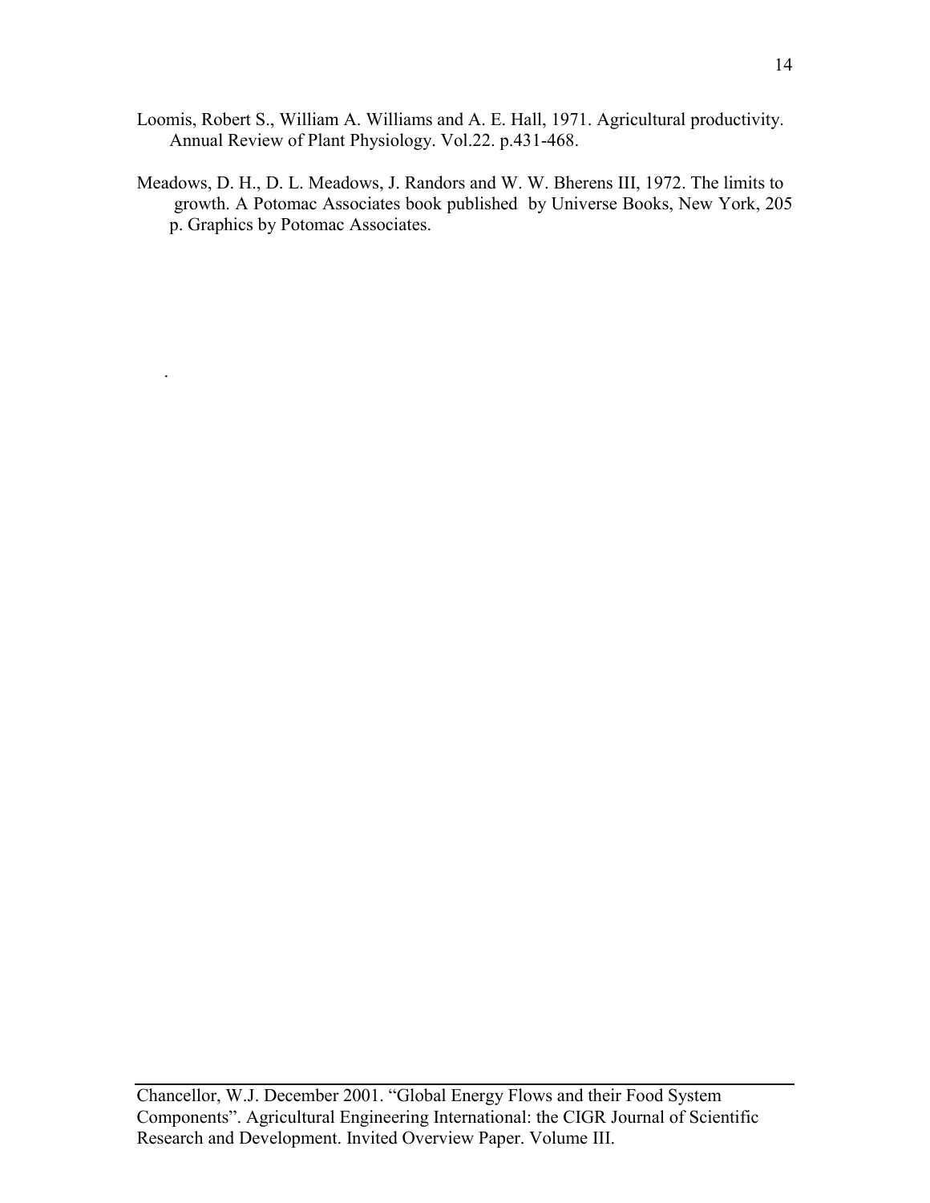Loomis, Robert S., William A. Williams and A. E. Hall, 1971. Agricultural productivity. Annual Review of Plant Physiology. Vol.22. p.431-468.

Meadows, D. H., D. L. Meadows, J. Randors and W. W. Bherens III, 1972. The limits to growth. A Potomac Associates book published by Universe Books, New York, 205 p. Graphics by Potomac Associates.

.